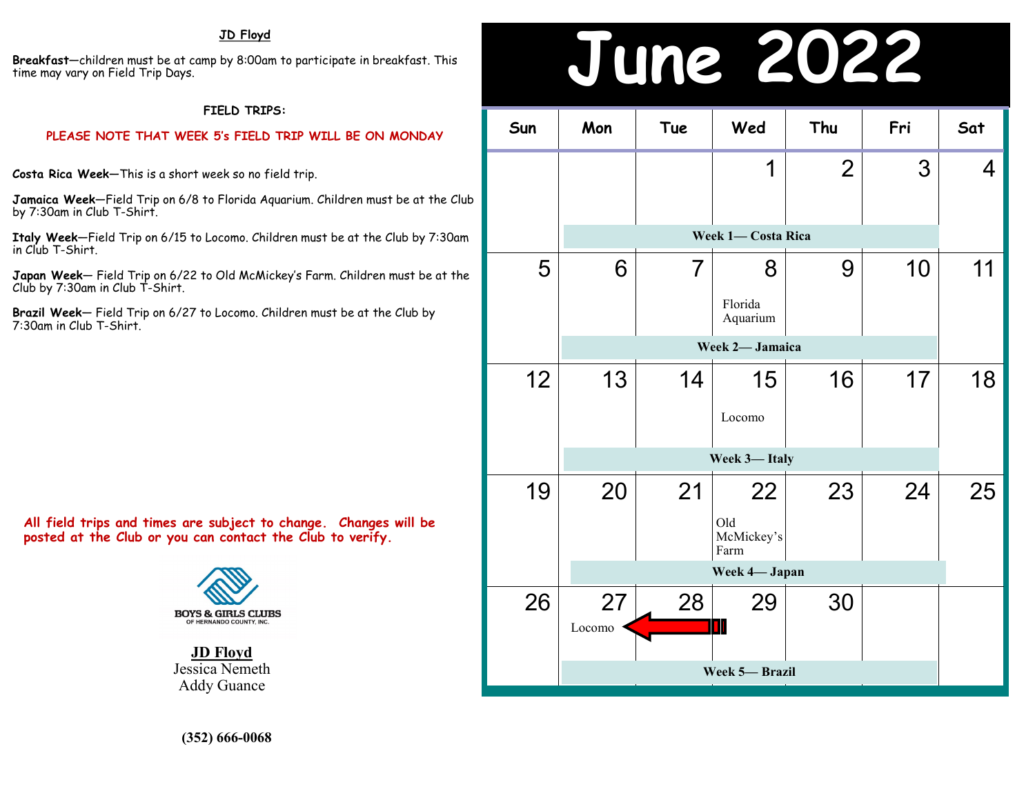**JD Floyd**

**Breakfast**—children must be at camp by 8:00am to participate in breakfast. This time may vary on Field Trip Days.

**FIELD TRIPS:**

**PLEASE NOTE THAT WEEK 5's FIELD TRIP WILL BE ON MONDAY**

**Costa Rica Week**—This is a short week so no field trip.

**Jamaica Week**—Field Trip on 6/8 to Florida Aquarium. Children must be at the Club by 7:30am in Club T-Shirt.

**Italy Week**—Field Trip on 6/15 to Locomo. Children must be at the Club by 7:30am in Club T-Shirt.

**Japan Week**— Field Trip on 6/22 to Old McMickey's Farm. Children must be at the Club by 7:30am in Club T-Shirt.

**Brazil Week**— Field Trip on 6/27 to Locomo. Children must be at the Club by 7:30am in Club T-Shirt.

**All field trips and times are subject to change. Changes will be posted at the Club or you can contact the Club to verify.**

BOYS & GIRLS CLUBS OF HERNANDO COUNTY, INC.

**JD Floyd**
Jessica Nemeth
Addy Guance

**(352) 666-0068**

# June 2022

| Sun | Mon | Tue | Wed | Thu | Fri | Sat |
|---|---|---|---|---|---|---|
| | | | 1 | 2 | 3 | 4 |
| | Week 1— Costa Rica | | | | | |
| 5 | 6 | 7 | 8 Florida Aquarium | 9 | 10 | 11 |
| | Week 2— Jamaica | | | | | |
| 12 | 13 | 14 | 15 Locomo | 16 | 17 | 18 |
| | Week 3— Italy | | | | | |
| 19 | 20 | 21 | 22 Old McMickey's Farm | 23 | 24 | 25 |
| | Week 4— Japan | | | | | |
| 26 | 27 Locomo | 28 | 29 | 30 | | |
| | Week 5— Brazil | | | | | |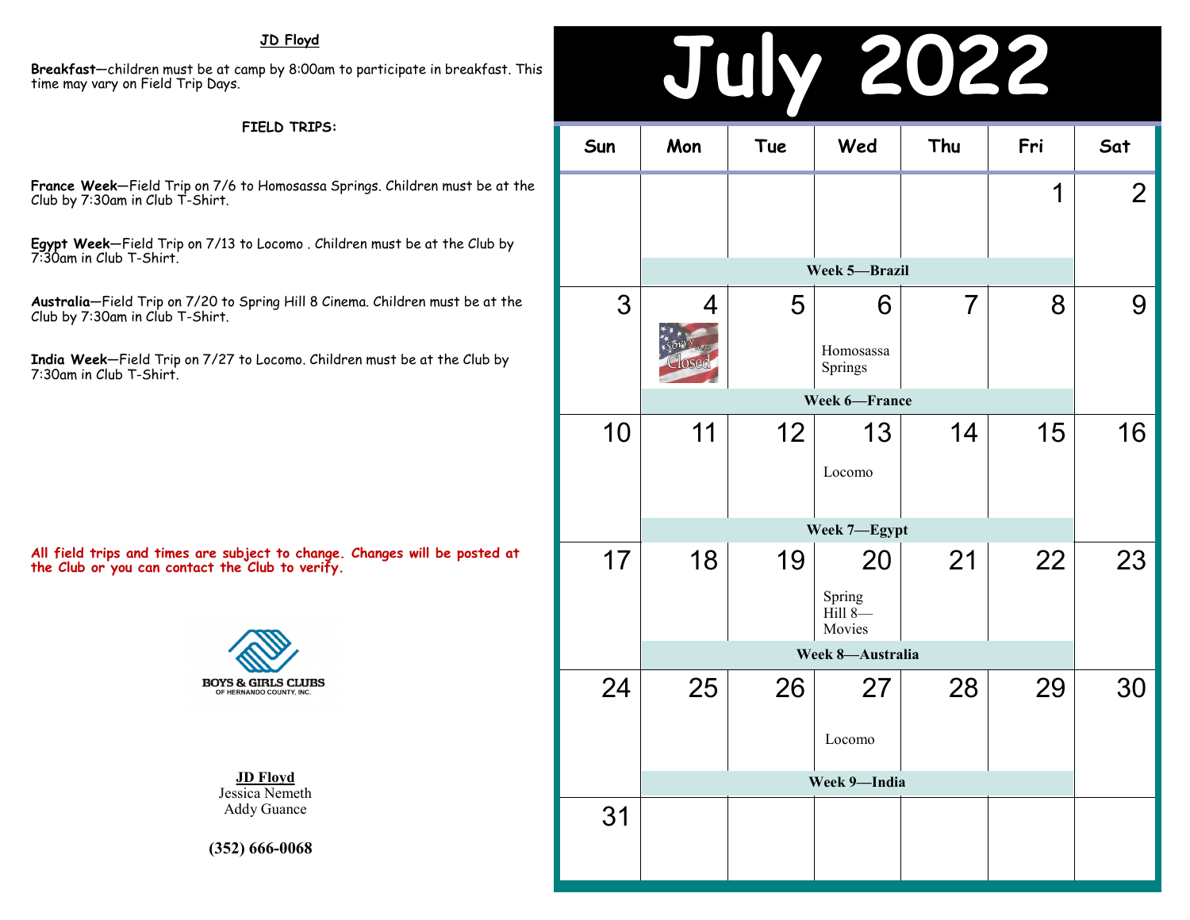**JD Floyd**

**Breakfast**—children must be at camp by 8:00am to participate in breakfast. This time may vary on Field Trip Days.

**FIELD TRIPS:**

**France Week**—Field Trip on 7/6 to Homosassa Springs. Children must be at the Club by 7:30am in Club T-Shirt.

**Egypt Week**—Field Trip on 7/13 to Locomo . Children must be at the Club by 7:30am in Club T-Shirt.

**Australia**—Field Trip on 7/20 to Spring Hill 8 Cinema. Children must be at the Club by 7:30am in Club T-Shirt.

**India Week**—Field Trip on 7/27 to Locomo. Children must be at the Club by 7:30am in Club T-Shirt.

**All field trips and times are subject to change. Changes will be posted at the Club or you can contact the Club to verify.**

BOYS & GIRLS CLUBS OF HERNANDO COUNTY, INC.

**JD Floyd**
Jessica Nemeth
Addy Guance

**(352) 666-0068**

# July 2022

| Sun | Mon | Tue | Wed | Thu | Fri | Sat |
|---|---|---|---|---|---|---|
| | | | | | 1 | 2 |
| | **Week 5—Brazil** | | | | | |
| 3 | 4 Sorry We're Closed | 5 | 6 Homosassa Springs | 7 | 8 | 9 |
| | **Week 6—France** | | | | | |
| 10 | 11 | 12 | 13 Locomo | 14 | 15 | 16 |
| | **Week 7—Egypt** | | | | | |
| 17 | 18 | 19 | 20 Spring Hill 8—Movies | 21 | 22 | 23 |
| | **Week 8—Australia** | | | | | |
| 24 | 25 | 26 | 27 Locomo | 28 | 29 | 30 |
| | **Week 9—India** | | | | | |
| 31 | | | | | | |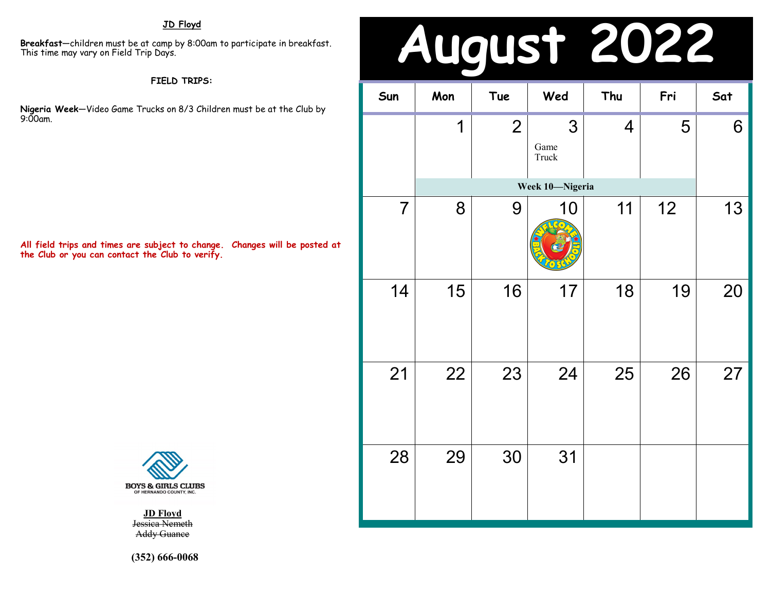**JD Floyd**

**Breakfast**—children must be at camp by 8:00am to participate in breakfast. This time may vary on Field Trip Days.

**FIELD TRIPS:**

**Nigeria Week**—Video Game Trucks on 8/3 Children must be at the Club by 9:00am.

**All field trips and times are subject to change. Changes will be posted at the Club or you can contact the Club to verify.**

BOYS & GIRLS CLUBS OF HERNANDO COUNTY, INC.

**JD Floyd**
~~Jessica Nemeth~~
~~Addy Guance~~

**(352) 666-0068**

# August 2022

| Sun | Mon | Tue | Wed | Thu | Fri | Sat |
|---|---|---|---|---|---|---|
| | 1 | 2 | 3 Game Truck | 4 | 5 | 6 |
| | Week 10—Nigeria | | | | | |
| 7 | 8 | 9 | 10 WELCOME BACK TO SCHOOL! | 11 | 12 | 13 |
| 14 | 15 | 16 | 17 | 18 | 19 | 20 |
| 21 | 22 | 23 | 24 | 25 | 26 | 27 |
| 28 | 29 | 30 | 31 | | | |